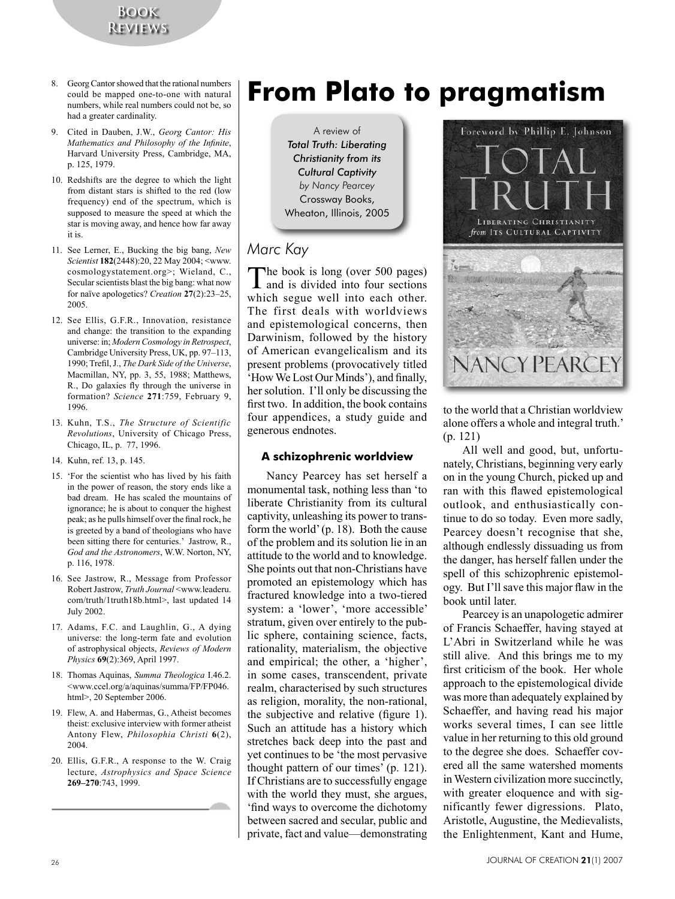8. Georg Cantor showed that the rational numbers could be mapped one-to-one with natural numbers, while real numbers could not be, so had a greater cardinality.
9. Cited in Dauben, J.W., *Georg Cantor: His Mathematics and Philosophy of the Infinite*, Harvard University Press, Cambridge, MA, p. 125, 1979.
10. Redshifts are the degree to which the light from distant stars is shifted to the red (low frequency) end of the spectrum, which is supposed to measure the speed at which the star is moving away, and hence how far away it is.
11. See Lerner, E., Bucking the big bang, *New Scientist* **182**(2448):20, 22 May 2004; <www.cosmologystatement.org>; Wieland, C., Secular scientists blast the big bang: what now for naïve apologetics? *Creation* **27**(2):23–25, 2005.
12. See Ellis, G.F.R., Innovation, resistance and change: the transition to the expanding universe: in; *Modern Cosmology in Retrospect*, Cambridge University Press, UK, pp. 97–113, 1990; Trefil, J., *The Dark Side of the Universe*, Macmillan, NY, pp. 3, 55, 1988; Matthews, R., Do galaxies fly through the universe in formation? *Science* **271**:759, February 9, 1996.
13. Kuhn, T.S., *The Structure of Scientific Revolutions*, University of Chicago Press, Chicago, IL, p. 77, 1996.
14. Kuhn, ref. 13, p. 145.
15. 'For the scientist who has lived by his faith in the power of reason, the story ends like a bad dream. He has scaled the mountains of ignorance; he is about to conquer the highest peak; as he pulls himself over the final rock, he is greeted by a band of theologians who have been sitting there for centuries.' Jastrow, R., *God and the Astronomers*, W.W. Norton, NY, p. 116, 1978.
16. See Jastrow, R., Message from Professor Robert Jastrow, *Truth Journal* <www.leaderu.com/truth/1truth18b.html>, last updated 14 July 2002.
17. Adams, F.C. and Laughlin, G., A dying universe: the long-term fate and evolution of astrophysical objects, *Reviews of Modern Physics* **69**(2):369, April 1997.
18. Thomas Aquinas, *Summa Theologica* I.46.2. <www.ccel.org/a/aquinas/summa/FP/FP046.html>, 20 September 2006.
19. Flew, A. and Habermas, G., Atheist becomes theist: exclusive interview with former atheist Antony Flew, *Philosophia Christi* **6**(2), 2004.
20. Ellis, G.F.R., A response to the W. Craig lecture, *Astrophysics and Space Science* **269–270**:743, 1999.

# From Plato to pragmatism

A review of
***Total Truth: Liberating Christianity from its Cultural Captivity***
*by Nancy Pearcey*
Crossway Books,
Wheaton, Illinois, 2005

*Marc Kay*

The book is long (over 500 pages) and is divided into four sections which segue well into each other. The first deals with worldviews and epistemological concerns, then Darwinism, followed by the history of American evangelicalism and its present problems (provocatively titled 'How We Lost Our Minds'), and finally, her solution. I'll only be discussing the first two. In addition, the book contains four appendices, a study guide and generous endnotes.

### A schizophrenic worldview

Nancy Pearcey has set herself a monumental task, nothing less than 'to liberate Christianity from its cultural captivity, unleashing its power to transform the world' (p. 18). Both the cause of the problem and its solution lie in an attitude to the world and to knowledge. She points out that non-Christians have promoted an epistemology which has fractured knowledge into a two-tiered system: a 'lower', 'more accessible' stratum, given over entirely to the public sphere, containing science, facts, rationality, materialism, the objective and empirical; the other, a 'higher', in some cases, transcendent, private realm, characterised by such structures as religion, morality, the non-rational, the subjective and relative (figure 1). Such an attitude has a history which stretches back deep into the past and yet continues to be 'the most pervasive thought pattern of our times' (p. 121). If Christians are to successfully engage with the world they must, she argues, 'find ways to overcome the dichotomy between sacred and secular, public and private, fact and value—demonstrating to the world that a Christian worldview alone offers a whole and integral truth.' (p. 121)

All well and good, but, unfortunately, Christians, beginning very early on in the young Church, picked up and ran with this flawed epistemological outlook, and enthusiastically continue to do so today. Even more sadly, Pearcey doesn't recognise that she, although endlessly dissuading us from the danger, has herself fallen under the spell of this schizophrenic epistemology. But I'll save this major flaw in the book until later.

Pearcey is an unapologetic admirer of Francis Schaeffer, having stayed at L'Abri in Switzerland while he was still alive. And this brings me to my first criticism of the book. Her whole approach to the epistemological divide was more than adequately explained by Schaeffer, and having read his major works several times, I can see little value in her returning to this old ground to the degree she does. Schaeffer covered all the same watershed moments in Western civilization more succinctly, with greater eloquence and with significantly fewer digressions. Plato, Aristotle, Augustine, the Medievalists, the Enlightenment, Kant and Hume,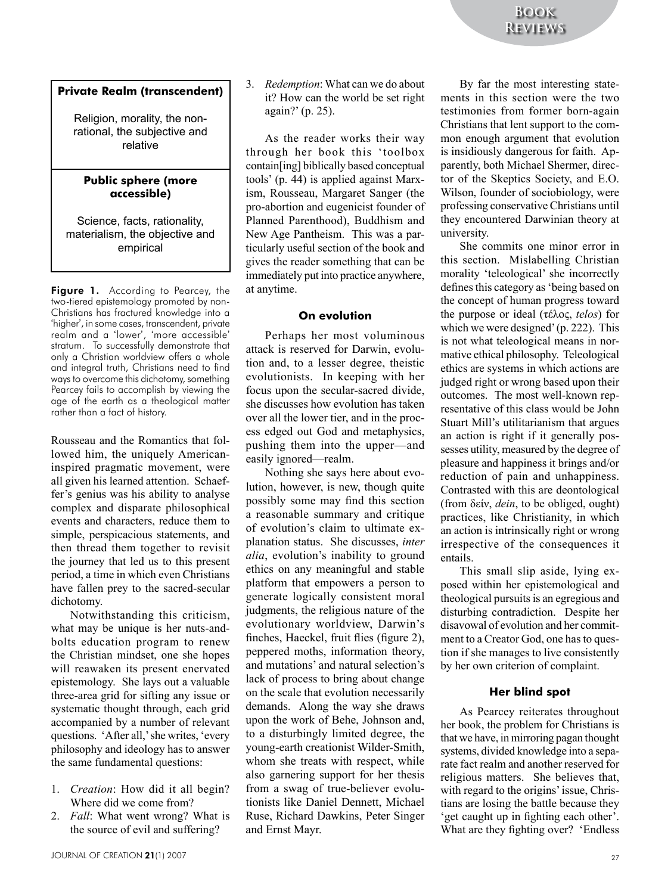| Private Realm (transcendent) |
| --- |
| Religion, morality, the non-rational, the subjective and relative |
| **Public sphere (more accessible)** |
| Science, facts, rationality, materialism, the objective and empirical |

**Figure 1.** According to Pearcey, the two-tiered epistemology promoted by non-Christians has fractured knowledge into a 'higher', in some cases, transcendent, private realm and a 'lower', 'more accessible' stratum. To successfully demonstrate that only a Christian worldview offers a whole and integral truth, Christians need to find ways to overcome this dichotomy, something Pearcey fails to accomplish by viewing the age of the earth as a theological matter rather than a fact of history.

Rousseau and the Romantics that followed him, the uniquely American-inspired pragmatic movement, were all given his learned attention. Schaeffer's genius was his ability to analyse complex and disparate philosophical events and characters, reduce them to simple, perspicacious statements, and then thread them together to revisit the journey that led us to this present period, a time in which even Christians have fallen prey to the sacred-secular dichotomy.

Notwithstanding this criticism, what may be unique is her nuts-and-bolts education program to renew the Christian mindset, one she hopes will reawaken its present enervated epistemology. She lays out a valuable three-area grid for sifting any issue or systematic thought through, each grid accompanied by a number of relevant questions. 'After all,' she writes, 'every philosophy and ideology has to answer the same fundamental questions:

1. *Creation*: How did it all begin? Where did we come from?
2. *Fall*: What went wrong? What is the source of evil and suffering?
3. *Redemption*: What can we do about it? How can the world be set right again?' (p. 25).

As the reader works their way through her book this 'toolbox contain[ing] biblically based conceptual tools' (p. 44) is applied against Marxism, Rousseau, Margaret Sanger (the pro-abortion and eugenicist founder of Planned Parenthood), Buddhism and New Age Pantheism. This was a particularly useful section of the book and gives the reader something that can be immediately put into practice anywhere, at anytime.

### On evolution

Perhaps her most voluminous attack is reserved for Darwin, evolution and, to a lesser degree, theistic evolutionists. In keeping with her focus upon the secular-sacred divide, she discusses how evolution has taken over all the lower tier, and in the process edged out God and metaphysics, pushing them into the upper—and easily ignored—realm.

Nothing she says here about evolution, however, is new, though quite possibly some may find this section a reasonable summary and critique of evolution's claim to ultimate explanation status. She discusses, *inter alia*, evolution's inability to ground ethics on any meaningful and stable platform that empowers a person to generate logically consistent moral judgments, the religious nature of the evolutionary worldview, Darwin's finches, Haeckel, fruit flies (figure 2), peppered moths, information theory, and mutations' and natural selection's lack of process to bring about change on the scale that evolution necessarily demands. Along the way she draws upon the work of Behe, Johnson and, to a disturbingly limited degree, the young-earth creationist Wilder-Smith, whom she treats with respect, while also garnering support for her thesis from a swag of true-believer evolutionists like Daniel Dennett, Michael Ruse, Richard Dawkins, Peter Singer and Ernst Mayr.

By far the most interesting statements in this section were the two testimonies from former born-again Christians that lent support to the common enough argument that evolution is insidiously dangerous for faith. Apparently, both Michael Shermer, director of the Skeptics Society, and E.O. Wilson, founder of sociobiology, were professing conservative Christians until they encountered Darwinian theory at university.

She commits one minor error in this section. Mislabelling Christian morality 'teleological' she incorrectly defines this category as 'being based on the concept of human progress toward the purpose or ideal (τέλος, *telos*) for which we were designed' (p. 222). This is not what teleological means in normative ethical philosophy. Teleological ethics are systems in which actions are judged right or wrong based upon their outcomes. The most well-known representative of this class would be John Stuart Mill's utilitarianism that argues an action is right if it generally possesses utility, measured by the degree of pleasure and happiness it brings and/or reduction of pain and unhappiness. Contrasted with this are deontological (from δείν, *dein*, to be obliged, ought) practices, like Christianity, in which an action is intrinsically right or wrong irrespective of the consequences it entails.

This small slip aside, lying exposed within her epistemological and theological pursuits is an egregious and disturbing contradiction. Despite her disavowal of evolution and her commitment to a Creator God, one has to question if she manages to live consistently by her own criterion of complaint.

### Her blind spot

As Pearcey reiterates throughout her book, the problem for Christians is that we have, in mirroring pagan thought systems, divided knowledge into a separate fact realm and another reserved for religious matters. She believes that, with regard to the origins' issue, Christians are losing the battle because they 'get caught up in fighting each other'. What are they fighting over? 'Endless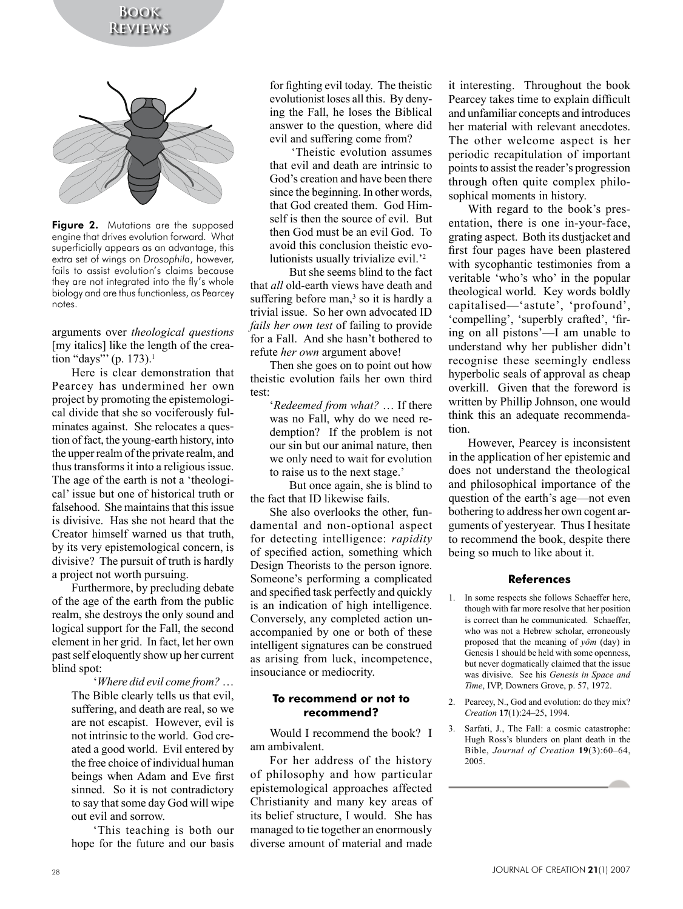Figure 2. Mutations are the supposed engine that drives evolution forward. What superficially appears as an advantage, this extra set of wings on *Drosophila*, however, fails to assist evolution's claims because they are not integrated into the fly's whole biology and are thus functionless, as Pearcey notes.

arguments over *theological questions* [my italics] like the length of the creation "days"' (p. 173).[1]

Here is clear demonstration that Pearcey has undermined her own project by promoting the epistemological divide that she so vociferously fulminates against. She relocates a question of fact, the young-earth history, into the upper realm of the private realm, and thus transforms it into a religious issue. The age of the earth is not a 'theological' issue but one of historical truth or falsehood. She maintains that this issue is divisive. Has she not heard that the Creator himself warned us that truth, by its very epistemological concern, is divisive? The pursuit of truth is hardly a project not worth pursuing.

Furthermore, by precluding debate of the age of the earth from the public realm, she destroys the only sound and logical support for the Fall, the second element in her grid. In fact, let her own past self eloquently show up her current blind spot:

> '*Where did evil come from?* … The Bible clearly tells us that evil, suffering, and death are real, so we are not escapist. However, evil is not intrinsic to the world. God created a good world. Evil entered by the free choice of individual human beings when Adam and Eve first sinned. So it is not contradictory to say that some day God will wipe out evil and sorrow.
>
> 'This teaching is both our hope for the future and our basis for fighting evil today. The theistic evolutionist loses all this. By denying the Fall, he loses the Biblical answer to the question, where did evil and suffering come from?
>
> 'Theistic evolution assumes that evil and death are intrinsic to God's creation and have been there since the beginning. In other words, that God created them. God Himself is then the source of evil. But then God must be an evil God. To avoid this conclusion theistic evolutionists usually trivialize evil.'[2]

But she seems blind to the fact that *all* old-earth views have death and suffering before man,[3] so it is hardly a trivial issue. So her own advocated ID *fails her own test* of failing to provide for a Fall. And she hasn't bothered to refute *her own* argument above!

Then she goes on to point out how theistic evolution fails her own third test:

> '*Redeemed from what?* … If there was no Fall, why do we need redemption? If the problem is not our sin but our animal nature, then we only need to wait for evolution to raise us to the next stage.'

But once again, she is blind to the fact that ID likewise fails.

She also overlooks the other, fundamental and non-optional aspect for detecting intelligence: *rapidity* of specified action, something which Design Theorists to the person ignore. Someone's performing a complicated and specified task perfectly and quickly is an indication of high intelligence. Conversely, any completed action unaccompanied by one or both of these intelligent signatures can be construed as arising from luck, incompetence, insouciance or mediocrity.

### To recommend or not to recommend?

Would I recommend the book? I am ambivalent.

For her address of the history of philosophy and how particular epistemological approaches affected Christianity and many key areas of its belief structure, I would. She has managed to tie together an enormously diverse amount of material and made it interesting. Throughout the book Pearcey takes time to explain difficult and unfamiliar concepts and introduces her material with relevant anecdotes. The other welcome aspect is her periodic recapitulation of important points to assist the reader's progression through often quite complex philosophical moments in history.

With regard to the book's presentation, there is one in-your-face, grating aspect. Both its dustjacket and first four pages have been plastered with sycophantic testimonies from a veritable 'who's who' in the popular theological world. Key words boldly capitalised—'astute', 'profound', 'compelling', 'superbly crafted', 'firing on all pistons'—I am unable to understand why her publisher didn't recognise these seemingly endless hyperbolic seals of approval as cheap overkill. Given that the foreword is written by Phillip Johnson, one would think this an adequate recommendation.

However, Pearcey is inconsistent in the application of her epistemic and does not understand the theological and philosophical importance of the question of the earth's age—not even bothering to address her own cogent arguments of yesteryear. Thus I hesitate to recommend the book, despite there being so much to like about it.

### References

1. In some respects she follows Schaeffer here, though with far more resolve that her position is correct than he communicated. Schaeffer, who was not a Hebrew scholar, erroneously proposed that the meaning of *yôm* (day) in Genesis 1 should be held with some openness, but never dogmatically claimed that the issue was divisive. See his *Genesis in Space and Time*, IVP, Downers Grove, p. 57, 1972.
2. Pearcey, N., God and evolution: do they mix? *Creation* **17**(1):24–25, 1994.
3. Sarfati, J., The Fall: a cosmic catastrophe: Hugh Ross's blunders on plant death in the Bible, *Journal of Creation* **19**(3):60–64, 2005.